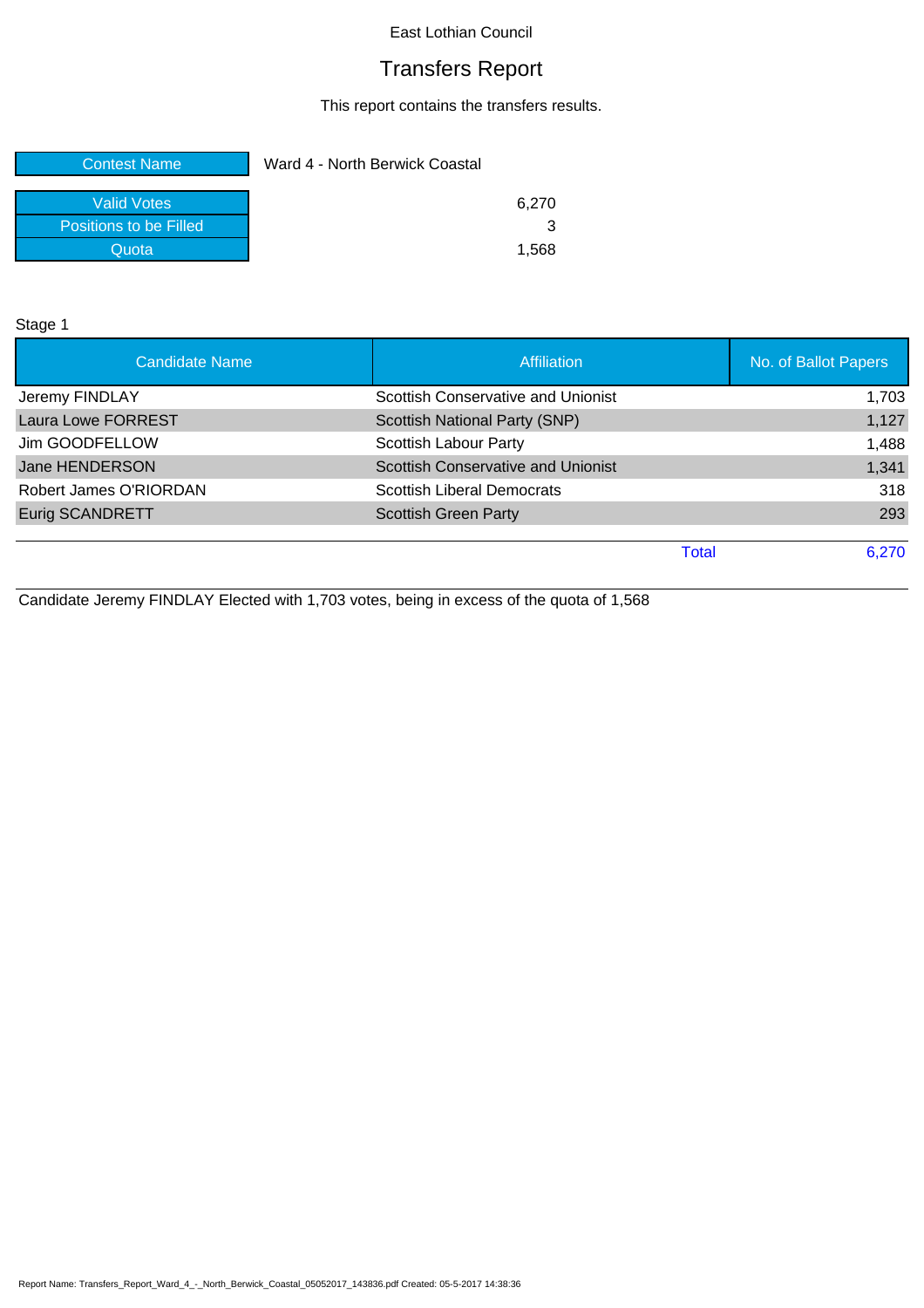East Lothian Council

# Transfers Report

This report contains the transfers results.

| Contest Name | Ward 4 - North Berwick Coastal |
|---|---|
| Valid Votes | 6,270 |
| Positions to be Filled | 3 |
| Quota | 1,568 |

Stage 1

| Candidate Name | Affiliation | No. of Ballot Papers |
|---|---|---|
| Jeremy FINDLAY | Scottish Conservative and Unionist | 1,703 |
| Laura Lowe FORREST | Scottish National Party (SNP) | 1,127 |
| Jim GOODFELLOW | Scottish Labour Party | 1,488 |
| Jane HENDERSON | Scottish Conservative and Unionist | 1,341 |
| Robert James O'RIORDAN | Scottish Liberal Democrats | 318 |
| Eurig SCANDRETT | Scottish Green Party | 293 |
| | Total | 6,270 |

Candidate Jeremy FINDLAY Elected with 1,703 votes, being in excess of the quota of 1,568

Report Name: Transfers_Report_Ward_4_-_North_Berwick_Coastal_05052017_143836.pdf Created: 05-5-2017 14:38:36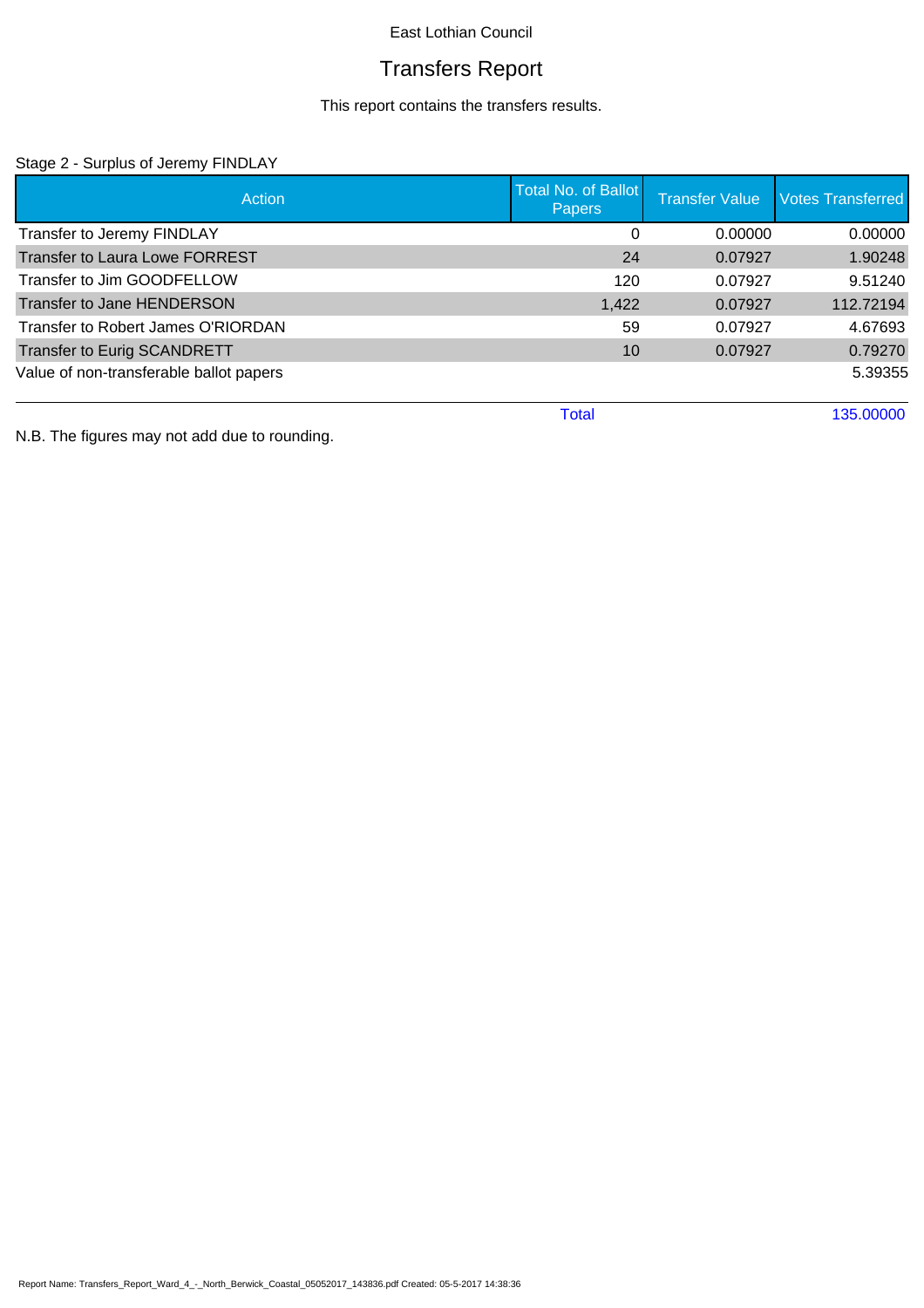East Lothian Council

# Transfers Report

This report contains the transfers results.

## Stage 2 - Surplus of Jeremy FINDLAY

| Action | Total No. of Ballot Papers | Transfer Value | Votes Transferred |
|---|---|---|---|
| Transfer to Jeremy FINDLAY | 0 | 0.00000 | 0.00000 |
| Transfer to Laura Lowe FORREST | 24 | 0.07927 | 1.90248 |
| Transfer to Jim GOODFELLOW | 120 | 0.07927 | 9.51240 |
| Transfer to Jane HENDERSON | 1,422 | 0.07927 | 112.72194 |
| Transfer to Robert James O'RIORDAN | 59 | 0.07927 | 4.67693 |
| Transfer to Eurig SCANDRETT | 10 | 0.07927 | 0.79270 |
| Value of non-transferable ballot papers | | | 5.39355 |
| | Total | | 135.00000 |

N.B. The figures may not add due to rounding.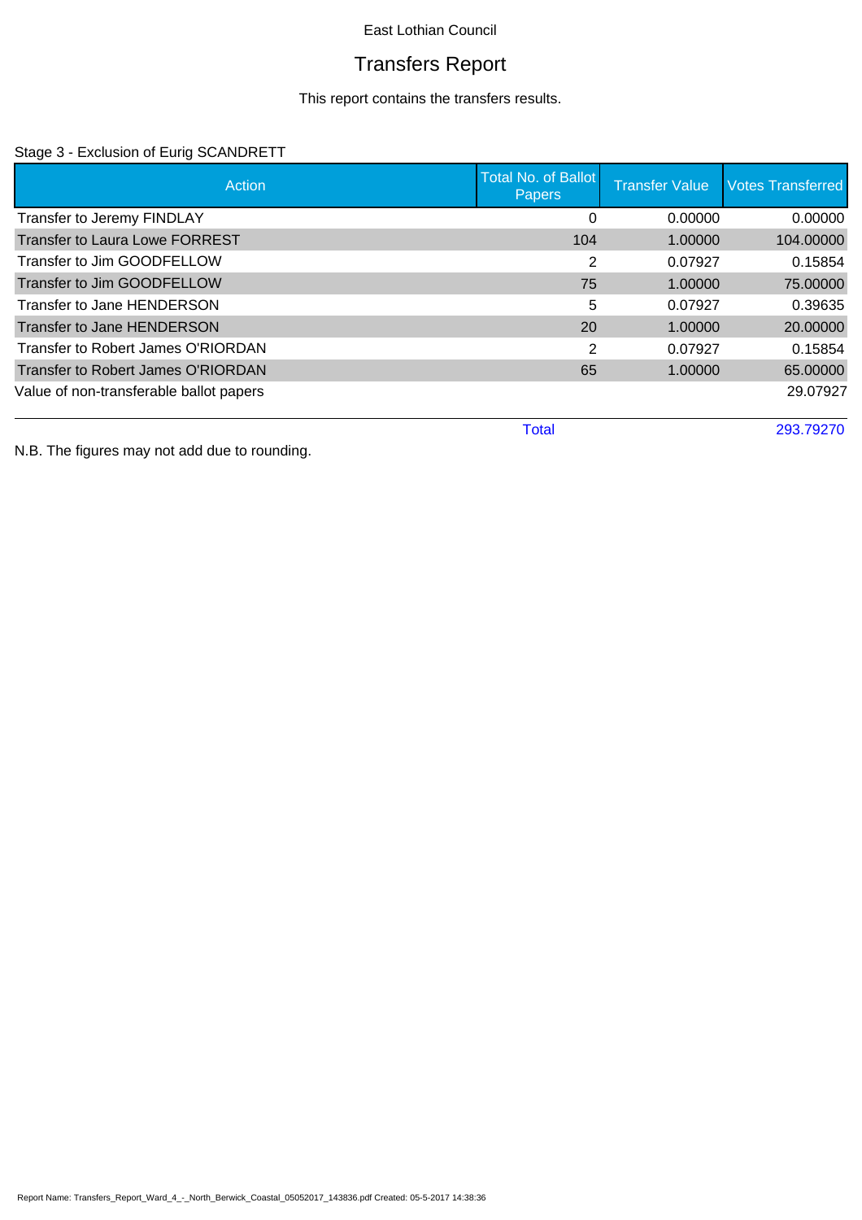East Lothian Council

# Transfers Report

This report contains the transfers results.

## Stage 3 - Exclusion of Eurig SCANDRETT

| Action | Total No. of Ballot Papers | Transfer Value | Votes Transferred |
|---|---|---|---|
| Transfer to Jeremy FINDLAY | 0 | 0.00000 | 0.00000 |
| Transfer to Laura Lowe FORREST | 104 | 1.00000 | 104.00000 |
| Transfer to Jim GOODFELLOW | 2 | 0.07927 | 0.15854 |
| Transfer to Jim GOODFELLOW | 75 | 1.00000 | 75.00000 |
| Transfer to Jane HENDERSON | 5 | 0.07927 | 0.39635 |
| Transfer to Jane HENDERSON | 20 | 1.00000 | 20.00000 |
| Transfer to Robert James O'RIORDAN | 2 | 0.07927 | 0.15854 |
| Transfer to Robert James O'RIORDAN | 65 | 1.00000 | 65.00000 |
| Value of non-transferable ballot papers | | | 29.07927 |
| | Total | | 293.79270 |

N.B. The figures may not add due to rounding.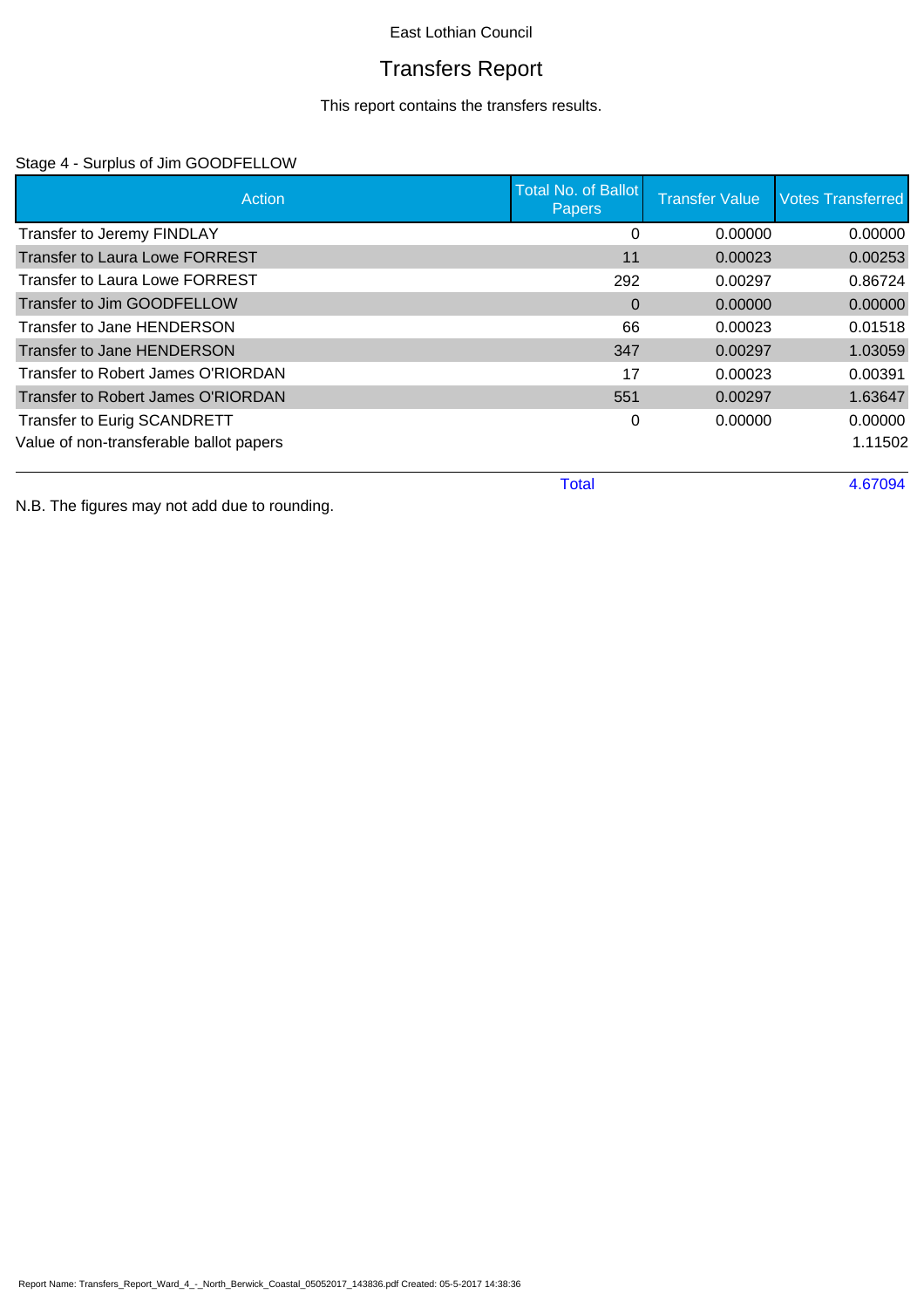East Lothian Council

# Transfers Report

This report contains the transfers results.

## Stage 4 - Surplus of Jim GOODFELLOW

| Action | Total No. of Ballot Papers | Transfer Value | Votes Transferred |
|---|---|---|---|
| Transfer to Jeremy FINDLAY | 0 | 0.00000 | 0.00000 |
| Transfer to Laura Lowe FORREST | 11 | 0.00023 | 0.00253 |
| Transfer to Laura Lowe FORREST | 292 | 0.00297 | 0.86724 |
| Transfer to Jim GOODFELLOW | 0 | 0.00000 | 0.00000 |
| Transfer to Jane HENDERSON | 66 | 0.00023 | 0.01518 |
| Transfer to Jane HENDERSON | 347 | 0.00297 | 1.03059 |
| Transfer to Robert James O'RIORDAN | 17 | 0.00023 | 0.00391 |
| Transfer to Robert James O'RIORDAN | 551 | 0.00297 | 1.63647 |
| Transfer to Eurig SCANDRETT | 0 | 0.00000 | 0.00000 |
| Value of non-transferable ballot papers | | | 1.11502 |
| | Total | | 4.67094 |

N.B. The figures may not add due to rounding.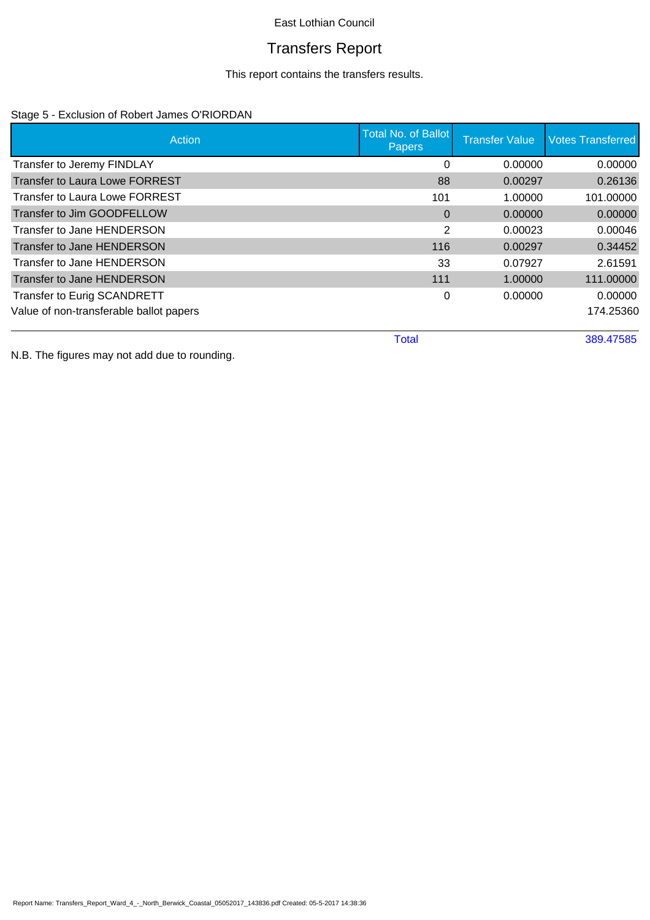East Lothian Council

# Transfers Report

This report contains the transfers results.

Stage 5 - Exclusion of Robert James O'RIORDAN

| Action | Total No. of Ballot Papers | Transfer Value | Votes Transferred |
|---|---|---|---|
| Transfer to Jeremy FINDLAY | 0 | 0.00000 | 0.00000 |
| Transfer to Laura Lowe FORREST | 88 | 0.00297 | 0.26136 |
| Transfer to Laura Lowe FORREST | 101 | 1.00000 | 101.00000 |
| Transfer to Jim GOODFELLOW | 0 | 0.00000 | 0.00000 |
| Transfer to Jane HENDERSON | 2 | 0.00023 | 0.00046 |
| Transfer to Jane HENDERSON | 116 | 0.00297 | 0.34452 |
| Transfer to Jane HENDERSON | 33 | 0.07927 | 2.61591 |
| Transfer to Jane HENDERSON | 111 | 1.00000 | 111.00000 |
| Transfer to Eurig SCANDRETT | 0 | 0.00000 | 0.00000 |
| Value of non-transferable ballot papers | | | 174.25360 |
| | Total | | 389.47585 |

N.B. The figures may not add due to rounding.